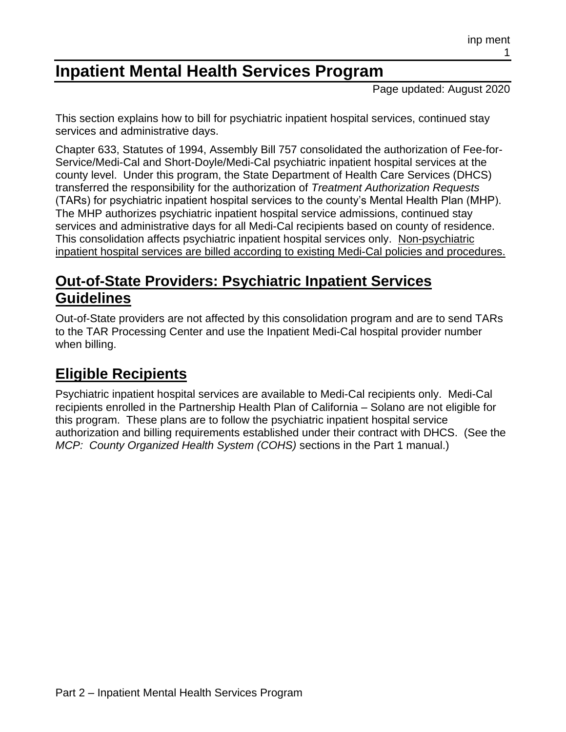# Inpatient Mental Health Services Program

Page updated: August 2020

This section explains how to bill for psychiatric inpatient hospital services, continued stay services and administrative days.

Chapter 633, Statutes of 1994, Assembly Bill 757 consolidated the authorization of Fee-for-Service/Medi-Cal and Short-Doyle/Medi-Cal psychiatric inpatient hospital services at the county level. Under this program, the State Department of Health Care Services (DHCS) transferred the responsibility for the authorization of *Treatment Authorization Requests* (TARs) for psychiatric inpatient hospital services to the county's Mental Health Plan (MHP). The MHP authorizes psychiatric inpatient hospital service admissions, continued stay services and administrative days for all Medi-Cal recipients based on county of residence. This consolidation affects psychiatric inpatient hospital services only. Non-psychiatric inpatient hospital services are billed according to existing Medi-Cal policies and procedures.

## Out-of-State Providers: Psychiatric Inpatient Services Guidelines

Out-of-State providers are not affected by this consolidation program and are to send TARs to the TAR Processing Center and use the Inpatient Medi-Cal hospital provider number when billing.

## Eligible Recipients

Psychiatric inpatient hospital services are available to Medi-Cal recipients only. Medi-Cal recipients enrolled in the Partnership Health Plan of California – Solano are not eligible for this program. These plans are to follow the psychiatric inpatient hospital service authorization and billing requirements established under their contract with DHCS. (See the *MCP: County Organized Health System (COHS)* sections in the Part 1 manual.)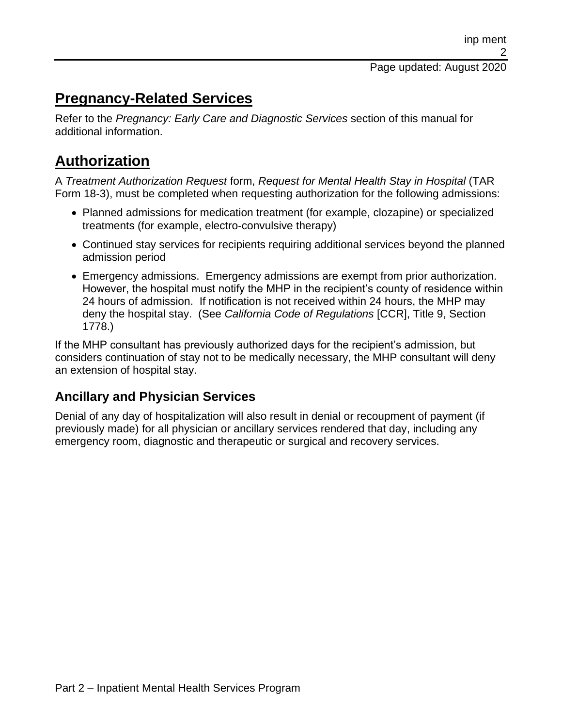## Pregnancy-Related Services

Refer to the *Pregnancy: Early Care and Diagnostic Services* section of this manual for additional information.

## Authorization

A *Treatment Authorization Request* form, *Request for Mental Health Stay in Hospital* (TAR Form 18-3), must be completed when requesting authorization for the following admissions:

- Planned admissions for medication treatment (for example, clozapine) or specialized treatments (for example, electro-convulsive therapy)
- Continued stay services for recipients requiring additional services beyond the planned admission period
- Emergency admissions. Emergency admissions are exempt from prior authorization. However, the hospital must notify the MHP in the recipient's county of residence within 24 hours of admission. If notification is not received within 24 hours, the MHP may deny the hospital stay. (See *California Code of Regulations* [CCR], Title 9, Section 1778.)

If the MHP consultant has previously authorized days for the recipient's admission, but considers continuation of stay not to be medically necessary, the MHP consultant will deny an extension of hospital stay.

### Ancillary and Physician Services

Denial of any day of hospitalization will also result in denial or recoupment of payment (if previously made) for all physician or ancillary services rendered that day, including any emergency room, diagnostic and therapeutic or surgical and recovery services.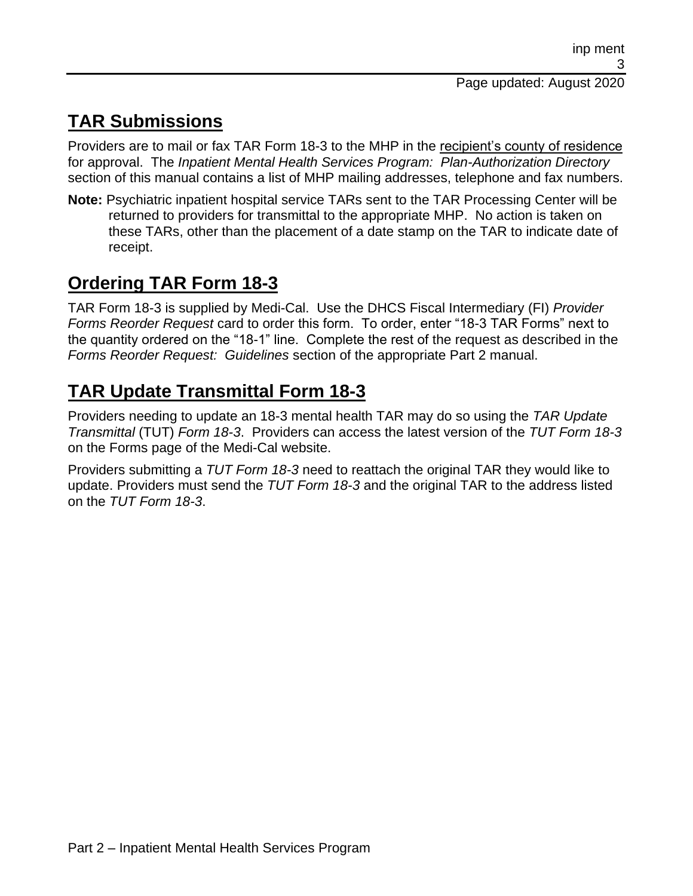## TAR Submissions

Providers are to mail or fax TAR Form 18-3 to the MHP in the recipient's county of residence for approval. The *Inpatient Mental Health Services Program: Plan-Authorization Directory* section of this manual contains a list of MHP mailing addresses, telephone and fax numbers.

**Note:** Psychiatric inpatient hospital service TARs sent to the TAR Processing Center will be returned to providers for transmittal to the appropriate MHP. No action is taken on these TARs, other than the placement of a date stamp on the TAR to indicate date of receipt.

## Ordering TAR Form 18-3

TAR Form 18-3 is supplied by Medi-Cal. Use the DHCS Fiscal Intermediary (FI) *Provider Forms Reorder Request* card to order this form. To order, enter "18-3 TAR Forms" next to the quantity ordered on the "18-1" line. Complete the rest of the request as described in the *Forms Reorder Request: Guidelines* section of the appropriate Part 2 manual.

## TAR Update Transmittal Form 18-3

Providers needing to update an 18-3 mental health TAR may do so using the *TAR Update Transmittal* (TUT) *Form 18-3*. Providers can access the latest version of the *TUT Form 18-3* on the Forms page of the Medi-Cal website.

Providers submitting a *TUT Form 18-3* need to reattach the original TAR they would like to update. Providers must send the *TUT Form 18-3* and the original TAR to the address listed on the *TUT Form 18-3*.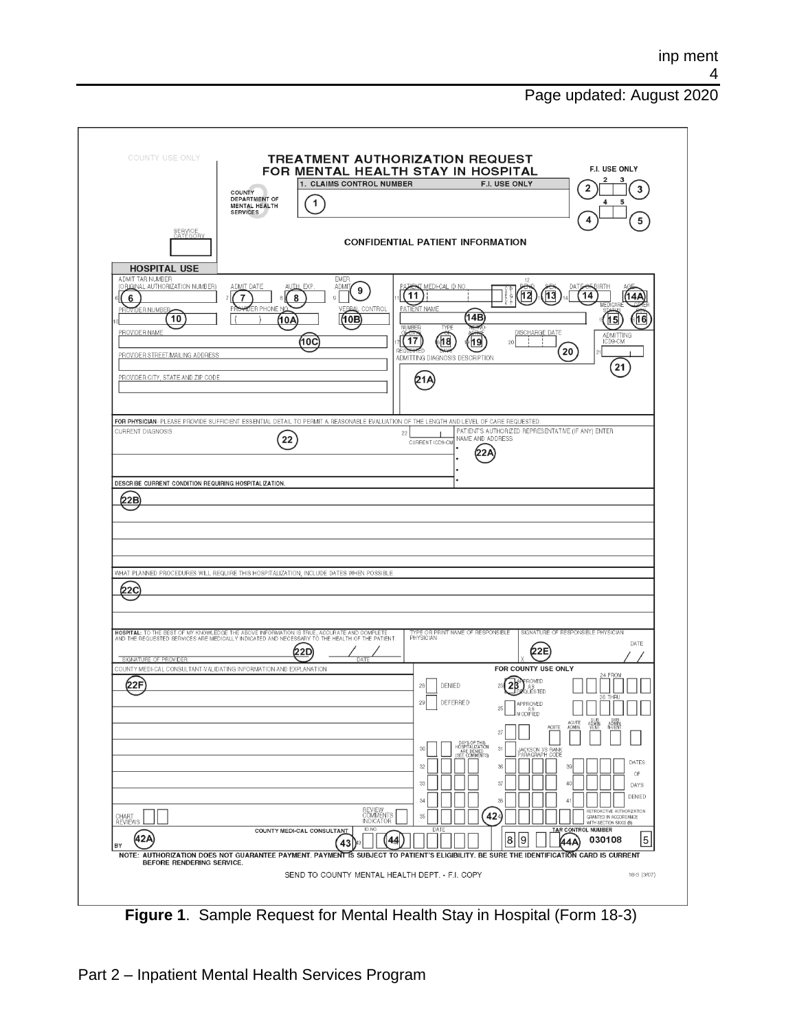COUNTY USE ONLY

# TREATMENT AUTHORIZATION REQUEST FOR MENTAL HEALTH STAY IN HOSPITAL

COUNTY DEPARTMENT OF MENTAL HEALTH SERVICES

1. CLAIMS CONTROL NUMBER (1) — F.I. USE ONLY

F.I. USE ONLY: 2 (2), 3 (3), 4 (4), 5 (5)

SERVICE CATEGORY

**CONFIDENTIAL PATIENT INFORMATION**

**HOSPITAL USE**

ADMIT TAR NUMBER (ORIGINAL AUTHORIZATION NUMBER) (6) | ADMIT DATE (7) | AUTH. EXP. (8) | EMER. ADMIT (9)

PROVIDER NUMBER (10) | PROVIDER PHONE NO. (10A) | VERBAL CONTROL (10B)

PROVIDER NAME (10C)

PROVIDER STREET/MAILING ADDRESS

PROVIDER CITY, STATE AND ZIP CODE

PATIENT MEDI-CAL ID NO. (11) | RECIPIENT (12) | SEX (13) | DATE OF BIRTH (14) | AGE (14A)

PATIENT NAME (14B) | MEDICARE STATUS (15) | OTHER COV. (16)

NUMBER OF DAYS REQUESTED (17) | TYPE (18) | RETRO-ACTIVE (19) | DISCHARGE DATE (20) | ADMITTING ICD9-CM (21)

ADMITTING DIAGNOSIS DESCRIPTION (21A)

**FOR PHYSICIAN**- PLEASE PROVIDE SUFFICIENT ESSENTIAL DETAIL TO PERMIT A REASONABLE EVALUATION OF THE LENGTH AND LEVEL OF CARE REQUESTED.

CURRENT DIAGNOSIS (22) | 22 CURRENT ICD9-CM

PATIENT'S AUTHORIZED REPRESENTATIVE (IF ANY) ENTER NAME AND ADDRESS (22A)

**DESCRIBE CURRENT CONDITION REQUIRING HOSPITALIZATION.** (22B)

WHAT PLANNED PROCEDURES WILL REQUIRE THIS HOSPITALIZATION, INCLUDE DATES WHEN POSSIBLE (22C)

**HOSPITAL:** TO THE BEST OF MY KNOWLEDGE THE ABOVE INFORMATION IS TRUE, ACCURATE AND COMPLETE AND THE REQUESTED SERVICES ARE MEDICALLY INDICATED AND NECESSARY TO THE HEALTH OF THE PATIENT.

SIGNATURE OF PROVIDER (22D) DATE

TYPE OR PRINT NAME OF RESPONSIBLE PHYSICIAN | SIGNATURE OF RESPONSIBLE PHYSICIAN (22E) DATE

COUNTY MEDI-CAL CONSULTANT-VALIDATING INFORMATION AND EXPLANATION (22F)

**FOR COUNTY USE ONLY**

28 DENIED | 23 APPROVED AS REQUESTED (23) | 24 FROM

29 DEFERRED | 25 APPROVED AS MODIFIED | 26 THRU

27 ACUTE | ACUTE ADMIN | SUB ADMIN VENT | SUB ADMIN N-VENT

30 DAYS OF THIS HOSPITALIZATION ARE DENIED (SEE COMMENTS) | 31 JACKSON VS RANK PARAGRAPH CODE

32 | 36 | 39 DATES OF DAYS DENIED

33 | 37 | 40

34 | 38 | 41

35 | 42 (42) RETROACTIVE AUTHORIZATION GRANTED IN ACCORDANCE WITH SECTION 51003 (B)

CHART REVIEWS | REVIEW COMMENTS INDICATOR

COUNTY MEDI-CAL CONSULTANT | ID NO. | DATE

BY (42A) (43) (44) | 8 9 | TAR CONTROL NUMBER (44A) 030108 5

NOTE: AUTHORIZATION DOES NOT GUARANTEE PAYMENT. PAYMENT IS SUBJECT TO PATIENT'S ELIGIBILITY. BE SURE THE IDENTIFICATION CARD IS CURRENT BEFORE RENDERING SERVICE.

SEND TO COUNTY MENTAL HEALTH DEPT. - F.I. COPY

18-3 (3/07)

**Figure 1**. Sample Request for Mental Health Stay in Hospital (Form 18-3)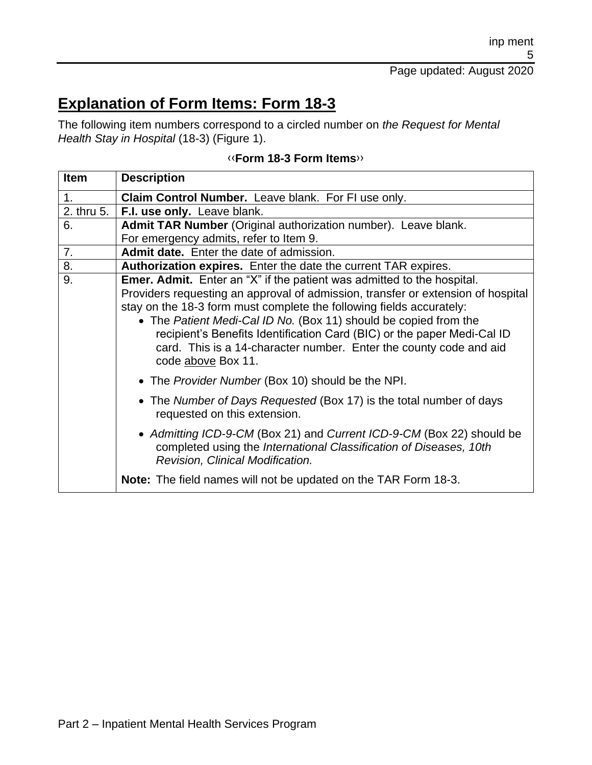## Explanation of Form Items: Form 18-3

The following item numbers correspond to a circled number on *the Request for Mental Health Stay in Hospital* (18-3) (Figure 1).

**‹‹Form 18-3 Form Items››**

| Item | Description |
|---|---|
| 1. | **Claim Control Number.** Leave blank. For FI use only. |
| 2. thru 5. | **F.I. use only.** Leave blank. |
| 6. | **Admit TAR Number** (Original authorization number). Leave blank.<br>For emergency admits, refer to Item 9. |
| 7. | **Admit date.** Enter the date of admission. |
| 8. | **Authorization expires.** Enter the date the current TAR expires. |
| 9. | **Emer. Admit.** Enter an "X" if the patient was admitted to the hospital.<br>Providers requesting an approval of admission, transfer or extension of hospital stay on the 18-3 form must complete the following fields accurately:<br>• The *Patient Medi-Cal ID No.* (Box 11) should be copied from the recipient's Benefits Identification Card (BIC) or the paper Medi-Cal ID card. This is a 14-character number. Enter the county code and aid code above Box 11.<br>• The *Provider Number* (Box 10) should be the NPI.<br>• The *Number of Days Requested* (Box 17) is the total number of days requested on this extension.<br>• *Admitting ICD-9-CM* (Box 21) and *Current ICD-9-CM* (Box 22) should be completed using the *International Classification of Diseases, 10th Revision, Clinical Modification.*<br>**Note:** The field names will not be updated on the TAR Form 18-3. |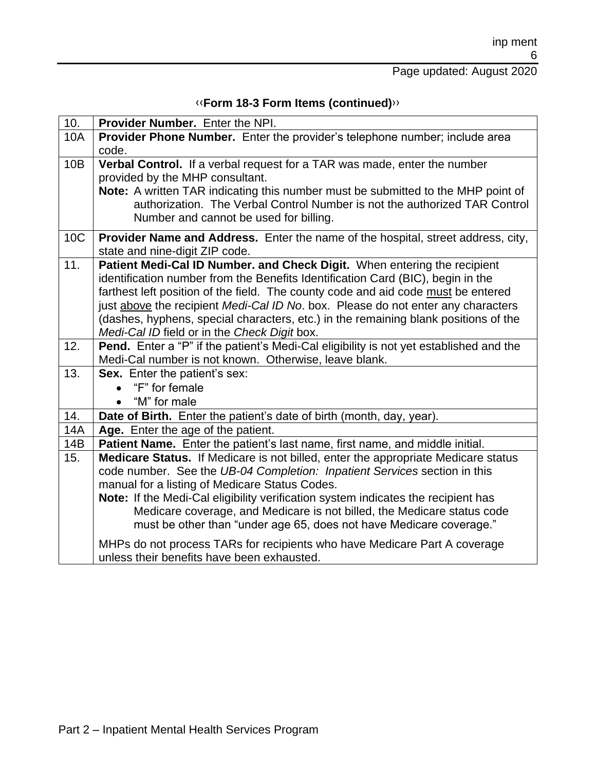**‹‹Form 18-3 Form Items (continued)››**

| | |
|---|---|
| 10. | **Provider Number.** Enter the NPI. |
| 10A | **Provider Phone Number.** Enter the provider's telephone number; include area code. |
| 10B | **Verbal Control.** If a verbal request for a TAR was made, enter the number provided by the MHP consultant.<br>**Note:** A written TAR indicating this number must be submitted to the MHP point of authorization. The Verbal Control Number is not the authorized TAR Control Number and cannot be used for billing. |
| 10C | **Provider Name and Address.** Enter the name of the hospital, street address, city, state and nine-digit ZIP code. |
| 11. | **Patient Medi-Cal ID Number. and Check Digit.** When entering the recipient identification number from the Benefits Identification Card (BIC), begin in the farthest left position of the field. The county code and aid code must be entered just above the recipient *Medi-Cal ID No*. box. Please do not enter any characters (dashes, hyphens, special characters, etc.) in the remaining blank positions of the *Medi-Cal ID* field or in the *Check Digit* box. |
| 12. | **Pend.** Enter a "P" if the patient's Medi-Cal eligibility is not yet established and the Medi-Cal number is not known. Otherwise, leave blank. |
| 13. | **Sex.** Enter the patient's sex:<br>• "F" for female<br>• "M" for male |
| 14. | **Date of Birth.** Enter the patient's date of birth (month, day, year). |
| 14A | **Age.** Enter the age of the patient. |
| 14B | **Patient Name.** Enter the patient's last name, first name, and middle initial. |
| 15. | **Medicare Status.** If Medicare is not billed, enter the appropriate Medicare status code number. See the *UB-04 Completion: Inpatient Services* section in this manual for a listing of Medicare Status Codes.<br>**Note:** If the Medi-Cal eligibility verification system indicates the recipient has Medicare coverage, and Medicare is not billed, the Medicare status code must be other than "under age 65, does not have Medicare coverage."<br><br>MHPs do not process TARs for recipients who have Medicare Part A coverage unless their benefits have been exhausted. |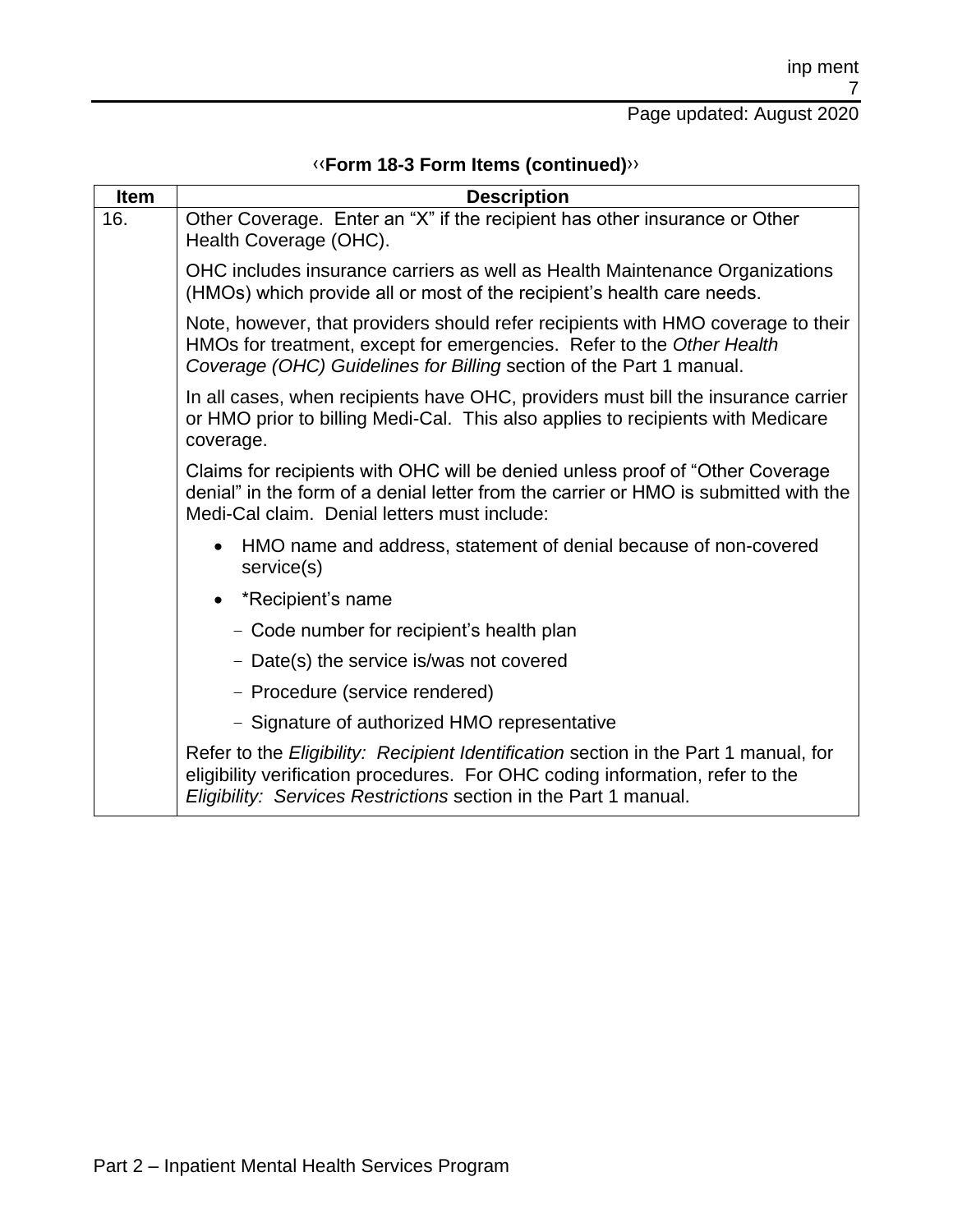**‹‹Form 18-3 Form Items (continued)››**

| Item | Description |
|---|---|
| 16. | Other Coverage. Enter an "X" if the recipient has other insurance or Other Health Coverage (OHC).<br><br>OHC includes insurance carriers as well as Health Maintenance Organizations (HMOs) which provide all or most of the recipient's health care needs.<br><br>Note, however, that providers should refer recipients with HMO coverage to their HMOs for treatment, except for emergencies. Refer to the *Other Health Coverage (OHC) Guidelines for Billing* section of the Part 1 manual.<br><br>In all cases, when recipients have OHC, providers must bill the insurance carrier or HMO prior to billing Medi-Cal. This also applies to recipients with Medicare coverage.<br><br>Claims for recipients with OHC will be denied unless proof of "Other Coverage denial" in the form of a denial letter from the carrier or HMO is submitted with the Medi-Cal claim. Denial letters must include:<br><br>• HMO name and address, statement of denial because of non-covered service(s)<br>• *Recipient's name<br>  – Code number for recipient's health plan<br>  – Date(s) the service is/was not covered<br>  – Procedure (service rendered)<br>  – Signature of authorized HMO representative<br><br>Refer to the *Eligibility: Recipient Identification* section in the Part 1 manual, for eligibility verification procedures. For OHC coding information, refer to the *Eligibility: Services Restrictions* section in the Part 1 manual. |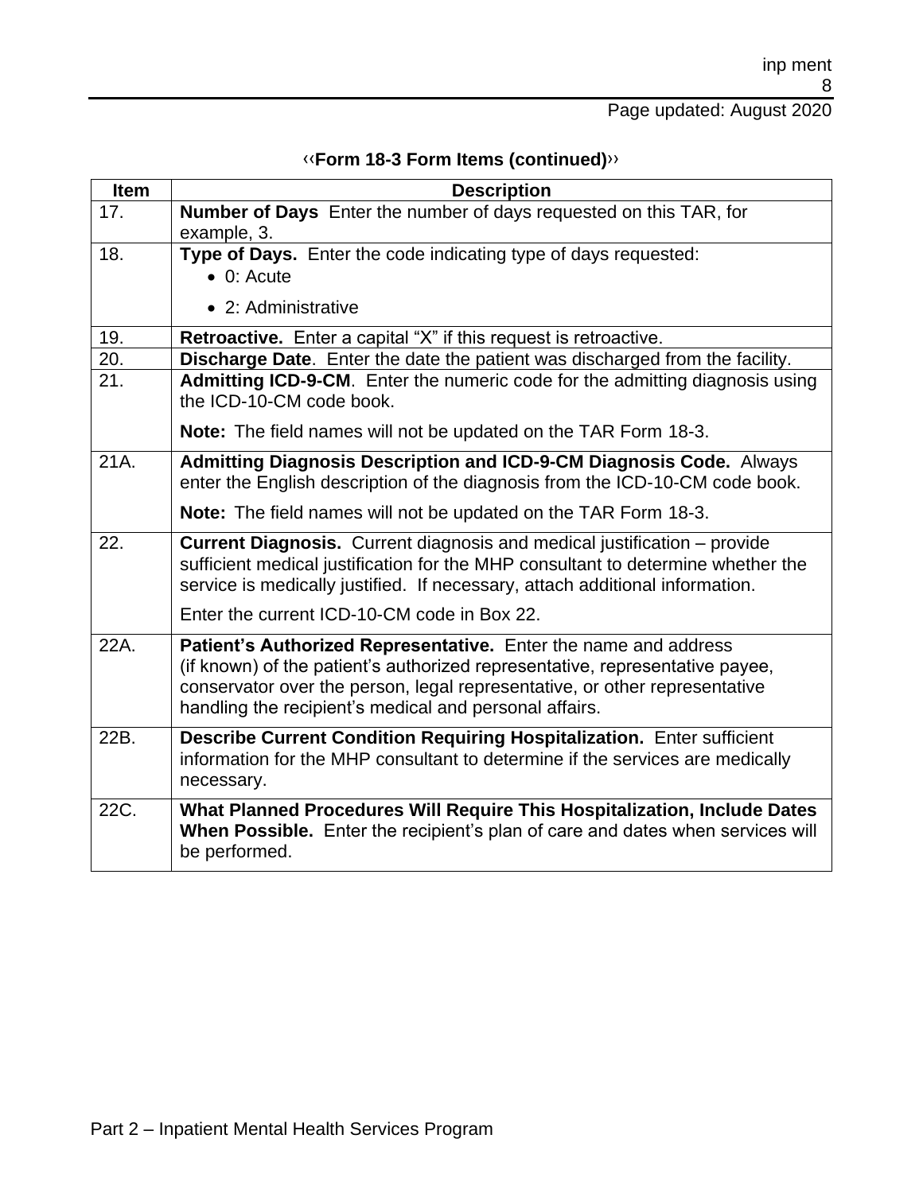‹‹**Form 18-3 Form Items (continued)**››

| Item | Description |
|---|---|
| 17. | **Number of Days** Enter the number of days requested on this TAR, for example, 3. |
| 18. | **Type of Days.** Enter the code indicating type of days requested:<br>• 0: Acute<br>• 2: Administrative |
| 19. | **Retroactive.** Enter a capital "X" if this request is retroactive. |
| 20. | **Discharge Date**. Enter the date the patient was discharged from the facility. |
| 21. | **Admitting ICD-9-CM**. Enter the numeric code for the admitting diagnosis using the ICD-10-CM code book.<br>**Note:** The field names will not be updated on the TAR Form 18-3. |
| 21A. | **Admitting Diagnosis Description and ICD-9-CM Diagnosis Code.** Always enter the English description of the diagnosis from the ICD-10-CM code book.<br>**Note:** The field names will not be updated on the TAR Form 18-3. |
| 22. | **Current Diagnosis.** Current diagnosis and medical justification – provide sufficient medical justification for the MHP consultant to determine whether the service is medically justified. If necessary, attach additional information.<br>Enter the current ICD-10-CM code in Box 22. |
| 22A. | **Patient's Authorized Representative.** Enter the name and address (if known) of the patient's authorized representative, representative payee, conservator over the person, legal representative, or other representative handling the recipient's medical and personal affairs. |
| 22B. | **Describe Current Condition Requiring Hospitalization.** Enter sufficient information for the MHP consultant to determine if the services are medically necessary. |
| 22C. | **What Planned Procedures Will Require This Hospitalization, Include Dates When Possible.** Enter the recipient's plan of care and dates when services will be performed. |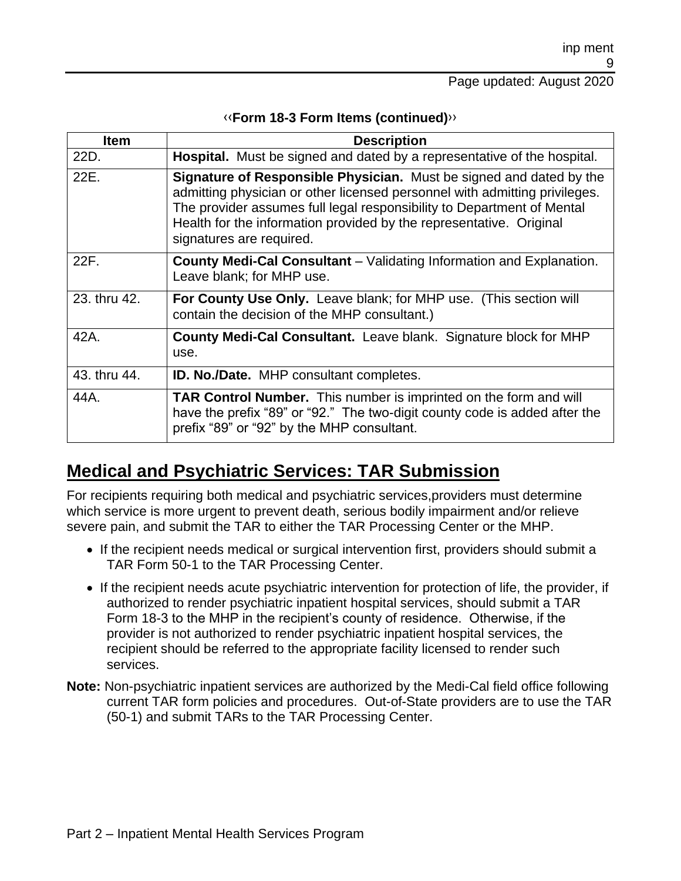‹‹**Form 18-3 Form Items (continued)**››

| Item | Description |
|---|---|
| 22D. | **Hospital.** Must be signed and dated by a representative of the hospital. |
| 22E. | **Signature of Responsible Physician.** Must be signed and dated by the admitting physician or other licensed personnel with admitting privileges. The provider assumes full legal responsibility to Department of Mental Health for the information provided by the representative. Original signatures are required. |
| 22F. | **County Medi-Cal Consultant** – Validating Information and Explanation. Leave blank; for MHP use. |
| 23. thru 42. | **For County Use Only.** Leave blank; for MHP use. (This section will contain the decision of the MHP consultant.) |
| 42A. | **County Medi-Cal Consultant.** Leave blank. Signature block for MHP use. |
| 43. thru 44. | **ID. No./Date.** MHP consultant completes. |
| 44A. | **TAR Control Number.** This number is imprinted on the form and will have the prefix "89" or "92." The two-digit county code is added after the prefix "89" or "92" by the MHP consultant. |

## Medical and Psychiatric Services: TAR Submission

For recipients requiring both medical and psychiatric services,providers must determine which service is more urgent to prevent death, serious bodily impairment and/or relieve severe pain, and submit the TAR to either the TAR Processing Center or the MHP.

- If the recipient needs medical or surgical intervention first, providers should submit a TAR Form 50-1 to the TAR Processing Center.
- If the recipient needs acute psychiatric intervention for protection of life, the provider, if authorized to render psychiatric inpatient hospital services, should submit a TAR Form 18-3 to the MHP in the recipient's county of residence. Otherwise, if the provider is not authorized to render psychiatric inpatient hospital services, the recipient should be referred to the appropriate facility licensed to render such services.

**Note:** Non-psychiatric inpatient services are authorized by the Medi-Cal field office following current TAR form policies and procedures. Out-of-State providers are to use the TAR (50-1) and submit TARs to the TAR Processing Center.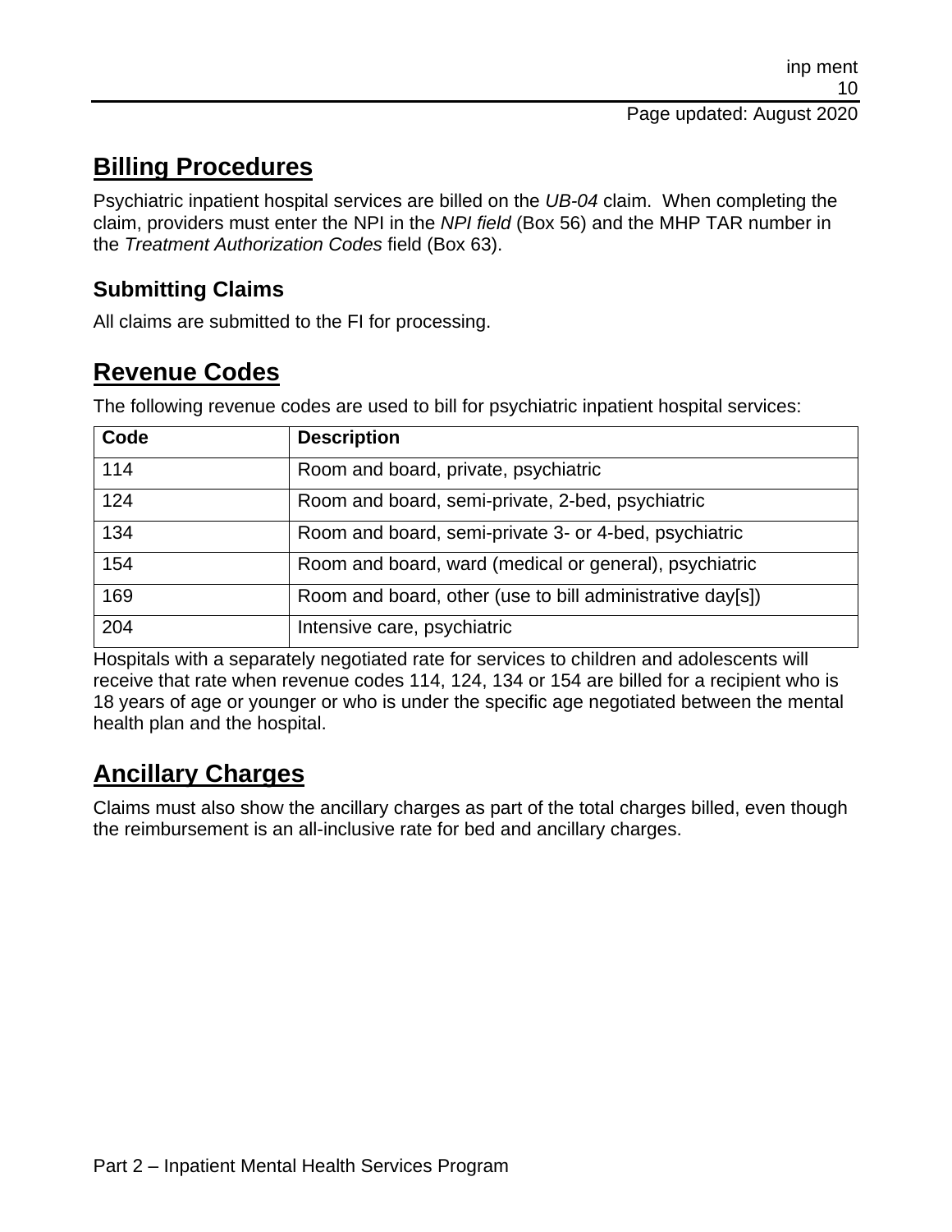## Billing Procedures

Psychiatric inpatient hospital services are billed on the *UB-04* claim. When completing the claim, providers must enter the NPI in the *NPI field* (Box 56) and the MHP TAR number in the *Treatment Authorization Codes* field (Box 63).

### Submitting Claims

All claims are submitted to the FI for processing.

## Revenue Codes

The following revenue codes are used to bill for psychiatric inpatient hospital services:

| Code | Description |
|---|---|
| 114 | Room and board, private, psychiatric |
| 124 | Room and board, semi-private, 2-bed, psychiatric |
| 134 | Room and board, semi-private 3- or 4-bed, psychiatric |
| 154 | Room and board, ward (medical or general), psychiatric |
| 169 | Room and board, other (use to bill administrative day[s]) |
| 204 | Intensive care, psychiatric |

Hospitals with a separately negotiated rate for services to children and adolescents will receive that rate when revenue codes 114, 124, 134 or 154 are billed for a recipient who is 18 years of age or younger or who is under the specific age negotiated between the mental health plan and the hospital.

## Ancillary Charges

Claims must also show the ancillary charges as part of the total charges billed, even though the reimbursement is an all-inclusive rate for bed and ancillary charges.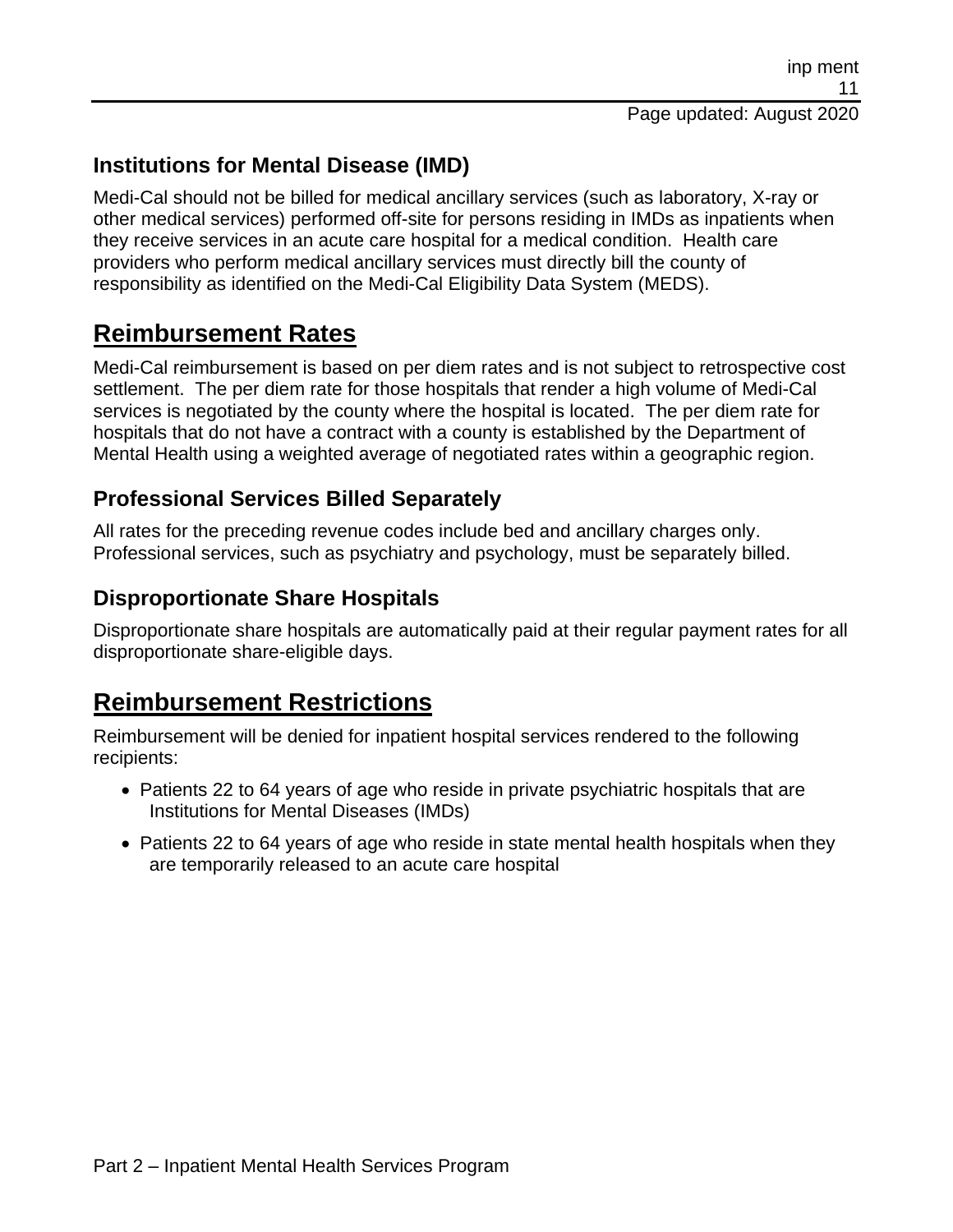### Institutions for Mental Disease (IMD)

Medi-Cal should not be billed for medical ancillary services (such as laboratory, X-ray or other medical services) performed off-site for persons residing in IMDs as inpatients when they receive services in an acute care hospital for a medical condition. Health care providers who perform medical ancillary services must directly bill the county of responsibility as identified on the Medi-Cal Eligibility Data System (MEDS).

## Reimbursement Rates

Medi-Cal reimbursement is based on per diem rates and is not subject to retrospective cost settlement. The per diem rate for those hospitals that render a high volume of Medi-Cal services is negotiated by the county where the hospital is located. The per diem rate for hospitals that do not have a contract with a county is established by the Department of Mental Health using a weighted average of negotiated rates within a geographic region.

### Professional Services Billed Separately

All rates for the preceding revenue codes include bed and ancillary charges only. Professional services, such as psychiatry and psychology, must be separately billed.

### Disproportionate Share Hospitals

Disproportionate share hospitals are automatically paid at their regular payment rates for all disproportionate share-eligible days.

## Reimbursement Restrictions

Reimbursement will be denied for inpatient hospital services rendered to the following recipients:

- Patients 22 to 64 years of age who reside in private psychiatric hospitals that are Institutions for Mental Diseases (IMDs)
- Patients 22 to 64 years of age who reside in state mental health hospitals when they are temporarily released to an acute care hospital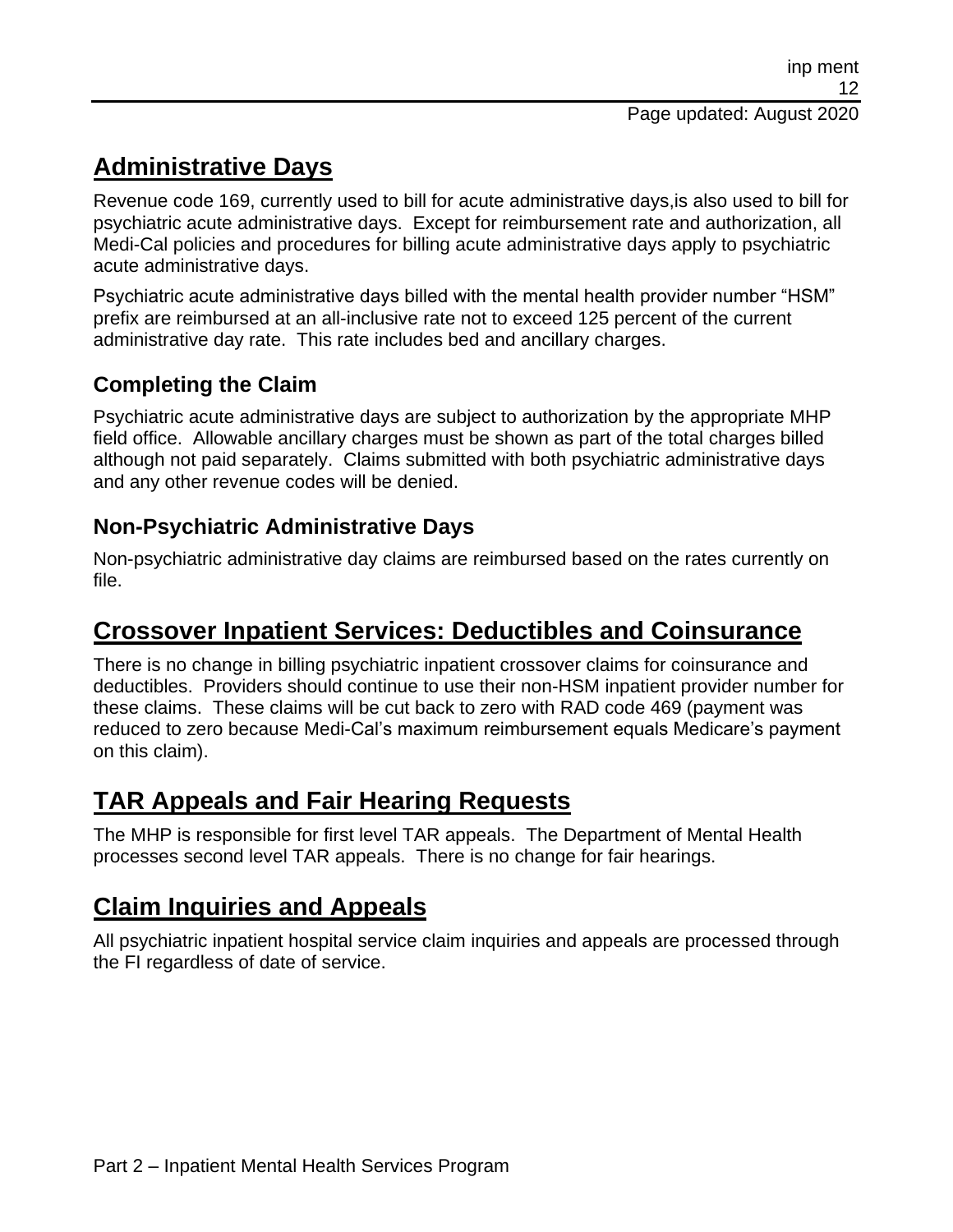## Administrative Days

Revenue code 169, currently used to bill for acute administrative days,is also used to bill for psychiatric acute administrative days. Except for reimbursement rate and authorization, all Medi-Cal policies and procedures for billing acute administrative days apply to psychiatric acute administrative days.

Psychiatric acute administrative days billed with the mental health provider number "HSM" prefix are reimbursed at an all-inclusive rate not to exceed 125 percent of the current administrative day rate. This rate includes bed and ancillary charges.

### Completing the Claim

Psychiatric acute administrative days are subject to authorization by the appropriate MHP field office. Allowable ancillary charges must be shown as part of the total charges billed although not paid separately. Claims submitted with both psychiatric administrative days and any other revenue codes will be denied.

### Non-Psychiatric Administrative Days

Non-psychiatric administrative day claims are reimbursed based on the rates currently on file.

## Crossover Inpatient Services: Deductibles and Coinsurance

There is no change in billing psychiatric inpatient crossover claims for coinsurance and deductibles. Providers should continue to use their non-HSM inpatient provider number for these claims. These claims will be cut back to zero with RAD code 469 (payment was reduced to zero because Medi-Cal's maximum reimbursement equals Medicare's payment on this claim).

## TAR Appeals and Fair Hearing Requests

The MHP is responsible for first level TAR appeals. The Department of Mental Health processes second level TAR appeals. There is no change for fair hearings.

## Claim Inquiries and Appeals

All psychiatric inpatient hospital service claim inquiries and appeals are processed through the FI regardless of date of service.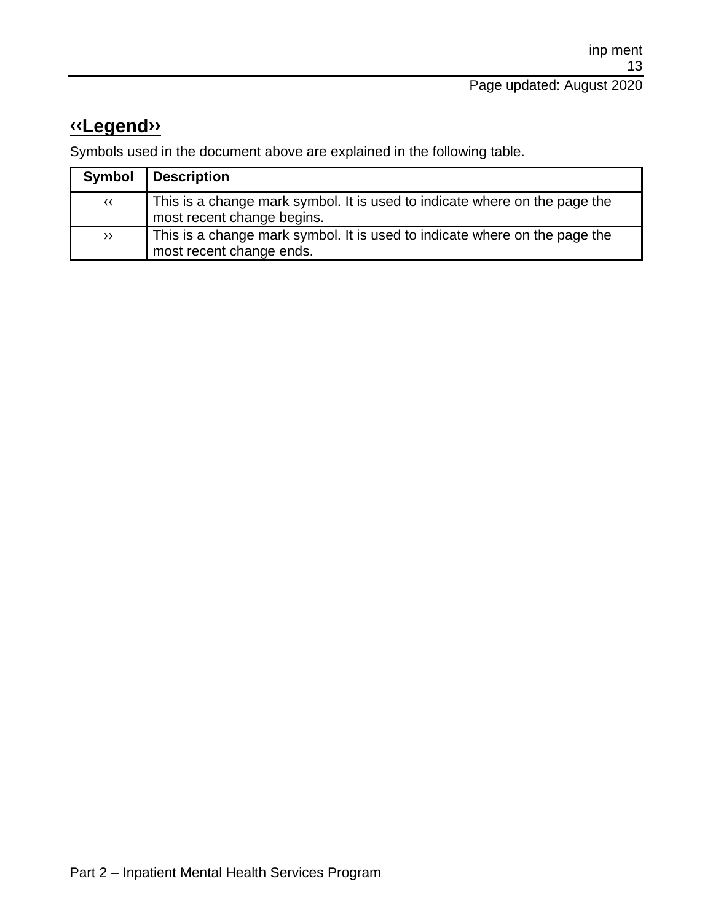## ‹‹Legend››

Symbols used in the document above are explained in the following table.

| Symbol | Description |
|---|---|
| ‹‹ | This is a change mark symbol. It is used to indicate where on the page the most recent change begins. |
| ›› | This is a change mark symbol. It is used to indicate where on the page the most recent change ends. |